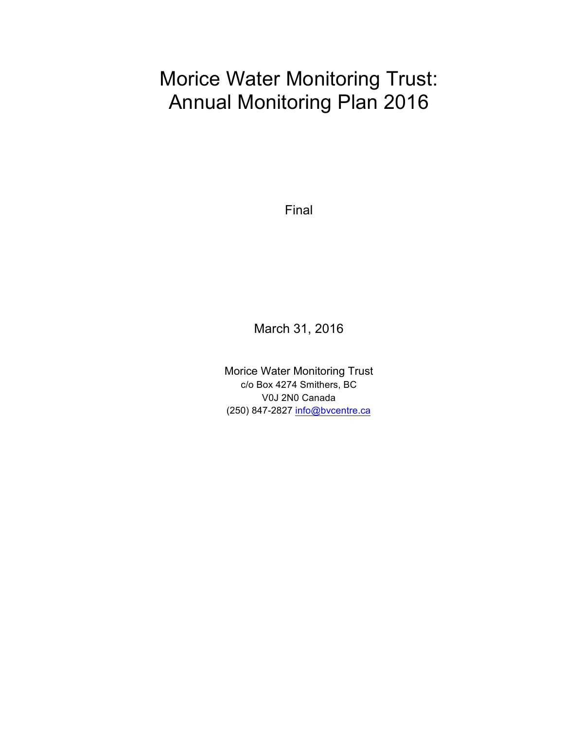# Morice Water Monitoring Trust: Annual Monitoring Plan 2016

Final

March 31, 2016

Morice Water Monitoring Trust
c/o Box 4274 Smithers, BC
V0J 2N0 Canada
(250) 847-2827 info@bvcentre.ca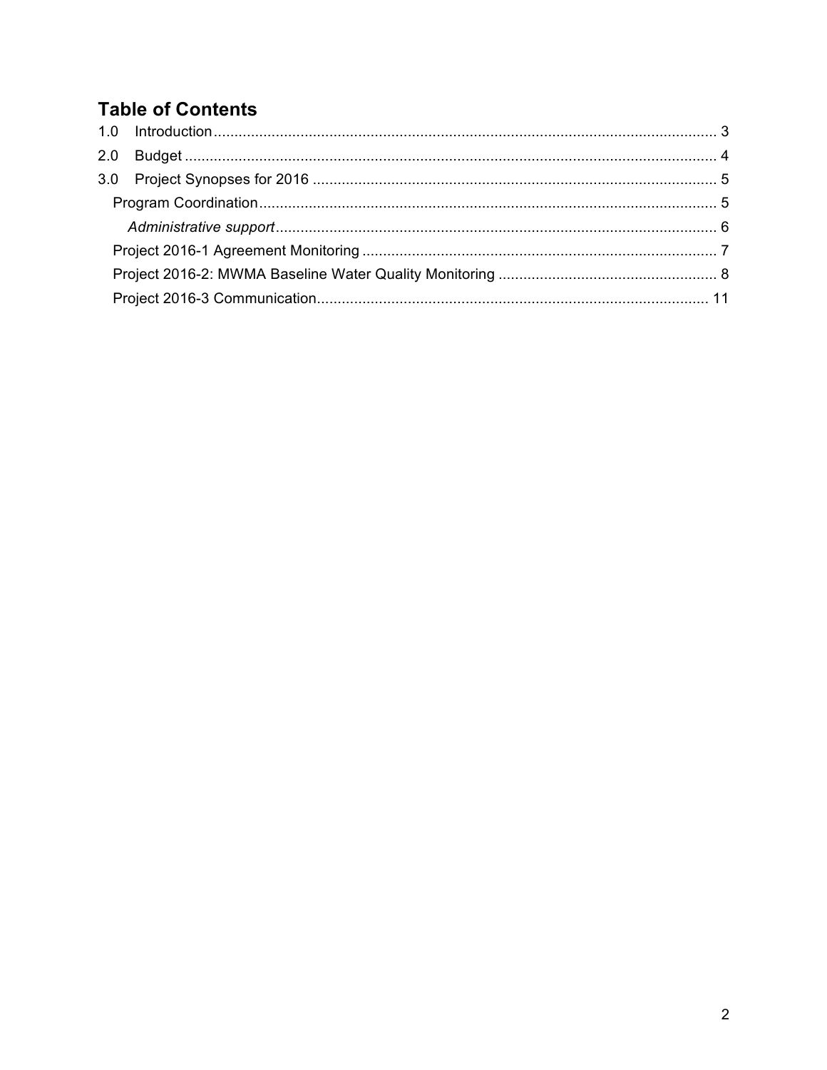## Table of Contents

1.0 Introduction ........................................................................................................................... 3
2.0 Budget ................................................................................................................................... 4
3.0 Project Synopses for 2016 .................................................................................................. 5
  Program Coordination ............................................................................................................. 5
    *Administrative support* .......................................................................................................... 6
  Project 2016-1 Agreement Monitoring ..................................................................................... 7
  Project 2016-2: MWMA Baseline Water Quality Monitoring ..................................................... 8
  Project 2016-3 Communication ............................................................................................... 11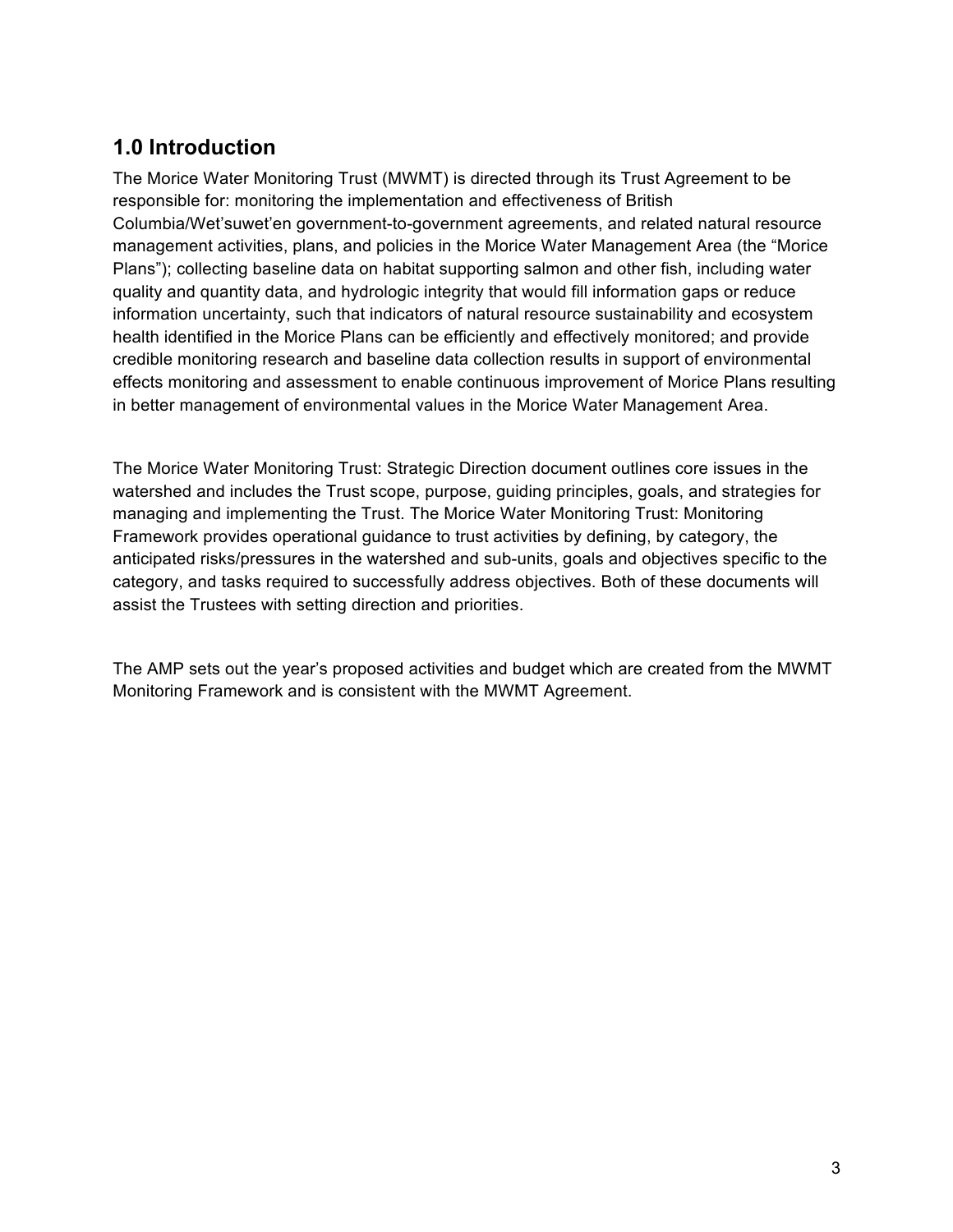## 1.0 Introduction

The Morice Water Monitoring Trust (MWMT) is directed through its Trust Agreement to be responsible for: monitoring the implementation and effectiveness of British Columbia/Wet'suwet'en government-to-government agreements, and related natural resource management activities, plans, and policies in the Morice Water Management Area (the "Morice Plans"); collecting baseline data on habitat supporting salmon and other fish, including water quality and quantity data, and hydrologic integrity that would fill information gaps or reduce information uncertainty, such that indicators of natural resource sustainability and ecosystem health identified in the Morice Plans can be efficiently and effectively monitored; and provide credible monitoring research and baseline data collection results in support of environmental effects monitoring and assessment to enable continuous improvement of Morice Plans resulting in better management of environmental values in the Morice Water Management Area.

The Morice Water Monitoring Trust: Strategic Direction document outlines core issues in the watershed and includes the Trust scope, purpose, guiding principles, goals, and strategies for managing and implementing the Trust. The Morice Water Monitoring Trust: Monitoring Framework provides operational guidance to trust activities by defining, by category, the anticipated risks/pressures in the watershed and sub-units, goals and objectives specific to the category, and tasks required to successfully address objectives. Both of these documents will assist the Trustees with setting direction and priorities.

The AMP sets out the year's proposed activities and budget which are created from the MWMT Monitoring Framework and is consistent with the MWMT Agreement.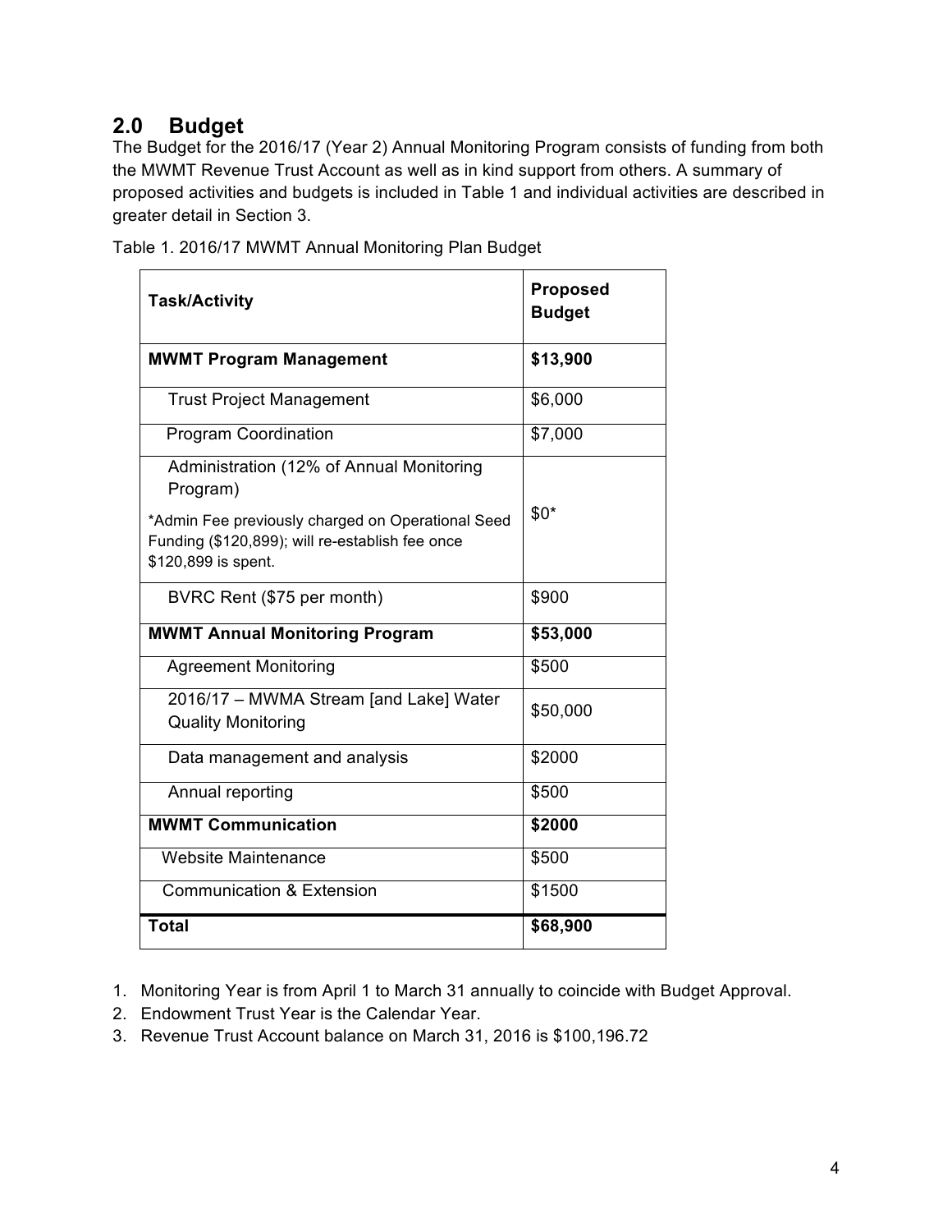## 2.0 Budget

The Budget for the 2016/17 (Year 2) Annual Monitoring Program consists of funding from both the MWMT Revenue Trust Account as well as in kind support from others. A summary of proposed activities and budgets is included in Table 1 and individual activities are described in greater detail in Section 3.

Table 1. 2016/17 MWMT Annual Monitoring Plan Budget

| Task/Activity | Proposed Budget |
|---|---|
| **MWMT Program Management** | **$13,900** |
| Trust Project Management | $6,000 |
| Program Coordination | $7,000 |
| Administration (12% of Annual Monitoring Program)<br><br>*Admin Fee previously charged on Operational Seed Funding ($120,899); will re-establish fee once $120,899 is spent. | $0* |
| BVRC Rent ($75 per month) | $900 |
| **MWMT Annual Monitoring Program** | **$53,000** |
| Agreement Monitoring | $500 |
| 2016/17 – MWMA Stream [and Lake] Water Quality Monitoring | $50,000 |
| Data management and analysis | $2000 |
| Annual reporting | $500 |
| **MWMT Communication** | **$2000** |
| Website Maintenance | $500 |
| Communication & Extension | $1500 |
| **Total** | **$68,900** |

1. Monitoring Year is from April 1 to March 31 annually to coincide with Budget Approval.
2. Endowment Trust Year is the Calendar Year.
3. Revenue Trust Account balance on March 31, 2016 is $100,196.72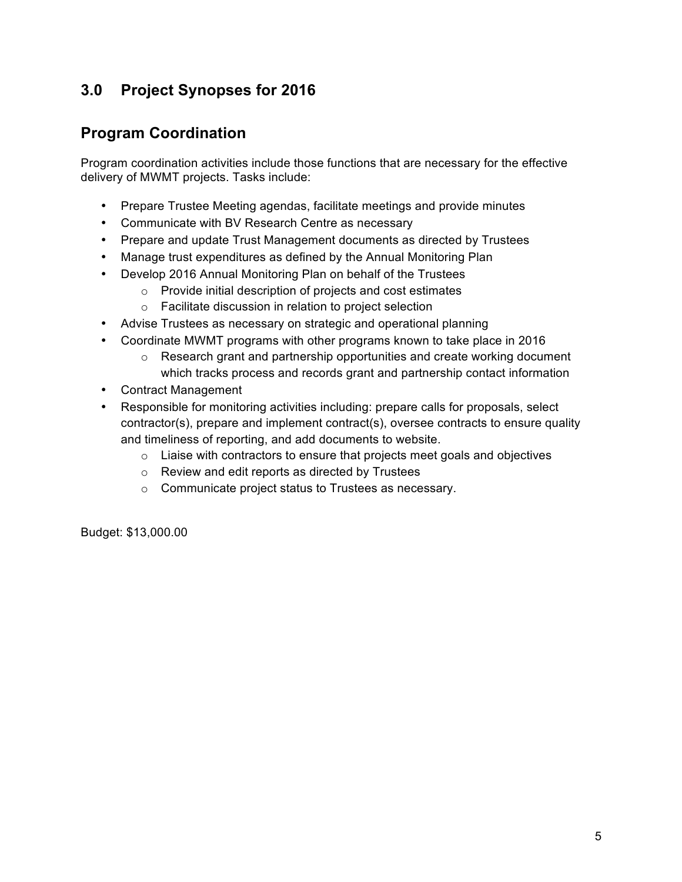## 3.0 Project Synopses for 2016

## Program Coordination

Program coordination activities include those functions that are necessary for the effective delivery of MWMT projects. Tasks include:

- Prepare Trustee Meeting agendas, facilitate meetings and provide minutes
- Communicate with BV Research Centre as necessary
- Prepare and update Trust Management documents as directed by Trustees
- Manage trust expenditures as defined by the Annual Monitoring Plan
- Develop 2016 Annual Monitoring Plan on behalf of the Trustees
  - Provide initial description of projects and cost estimates
  - Facilitate discussion in relation to project selection
- Advise Trustees as necessary on strategic and operational planning
- Coordinate MWMT programs with other programs known to take place in 2016
  - Research grant and partnership opportunities and create working document which tracks process and records grant and partnership contact information
- Contract Management
- Responsible for monitoring activities including: prepare calls for proposals, select contractor(s), prepare and implement contract(s), oversee contracts to ensure quality and timeliness of reporting, and add documents to website.
  - Liaise with contractors to ensure that projects meet goals and objectives
  - Review and edit reports as directed by Trustees
  - Communicate project status to Trustees as necessary.

Budget: $13,000.00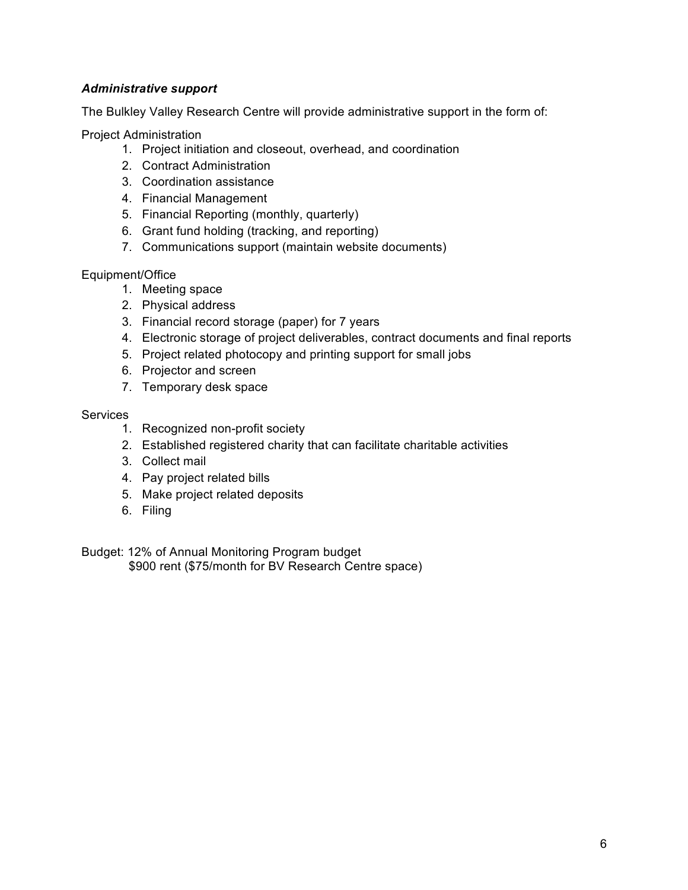### *Administrative support*

The Bulkley Valley Research Centre will provide administrative support in the form of:

Project Administration

1. Project initiation and closeout, overhead, and coordination
2. Contract Administration
3. Coordination assistance
4. Financial Management
5. Financial Reporting (monthly, quarterly)
6. Grant fund holding (tracking, and reporting)
7. Communications support (maintain website documents)

Equipment/Office

1. Meeting space
2. Physical address
3. Financial record storage (paper) for 7 years
4. Electronic storage of project deliverables, contract documents and final reports
5. Project related photocopy and printing support for small jobs
6. Projector and screen
7. Temporary desk space

Services

1. Recognized non-profit society
2. Established registered charity that can facilitate charitable activities
3. Collect mail
4. Pay project related bills
5. Make project related deposits
6. Filing

Budget: 12% of Annual Monitoring Program budget
$900 rent ($75/month for BV Research Centre space)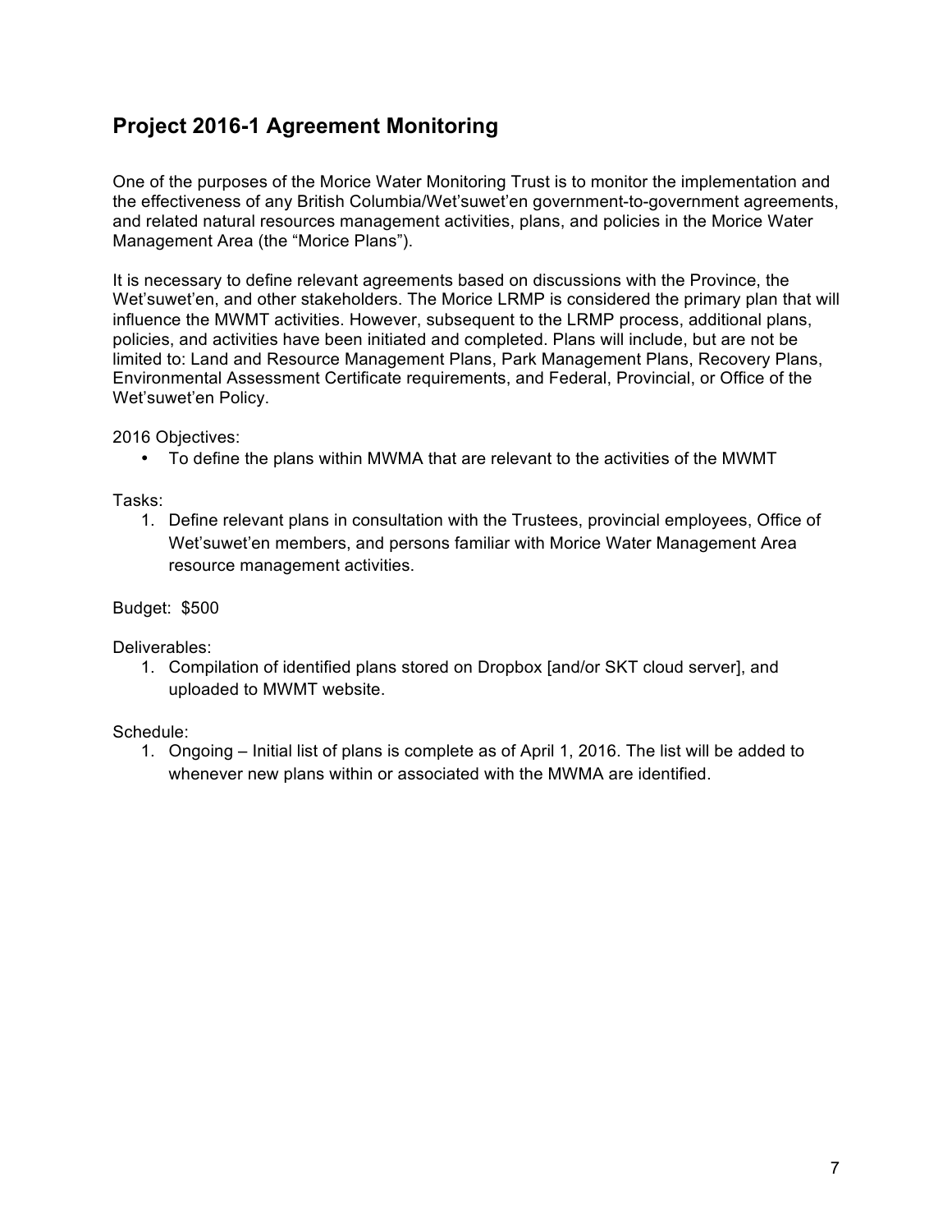## Project 2016-1 Agreement Monitoring

One of the purposes of the Morice Water Monitoring Trust is to monitor the implementation and the effectiveness of any British Columbia/Wet'suwet'en government-to-government agreements, and related natural resources management activities, plans, and policies in the Morice Water Management Area (the "Morice Plans").

It is necessary to define relevant agreements based on discussions with the Province, the Wet'suwet'en, and other stakeholders. The Morice LRMP is considered the primary plan that will influence the MWMT activities. However, subsequent to the LRMP process, additional plans, policies, and activities have been initiated and completed. Plans will include, but are not be limited to: Land and Resource Management Plans, Park Management Plans, Recovery Plans, Environmental Assessment Certificate requirements, and Federal, Provincial, or Office of the Wet'suwet'en Policy.

2016 Objectives:

- To define the plans within MWMA that are relevant to the activities of the MWMT

Tasks:

1. Define relevant plans in consultation with the Trustees, provincial employees, Office of Wet'suwet'en members, and persons familiar with Morice Water Management Area resource management activities.

Budget: $500

Deliverables:

1. Compilation of identified plans stored on Dropbox [and/or SKT cloud server], and uploaded to MWMT website.

Schedule:

1. Ongoing – Initial list of plans is complete as of April 1, 2016. The list will be added to whenever new plans within or associated with the MWMA are identified.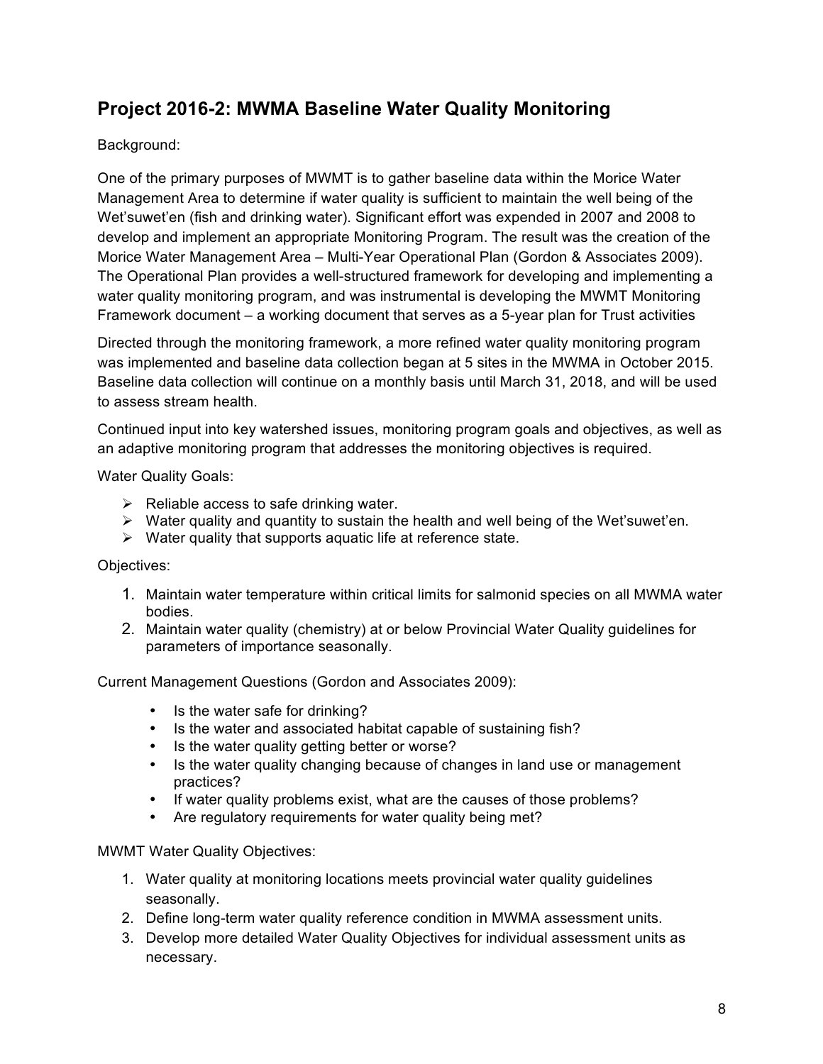## Project 2016-2: MWMA Baseline Water Quality Monitoring

Background:

One of the primary purposes of MWMT is to gather baseline data within the Morice Water Management Area to determine if water quality is sufficient to maintain the well being of the Wet'suwet'en (fish and drinking water). Significant effort was expended in 2007 and 2008 to develop and implement an appropriate Monitoring Program. The result was the creation of the Morice Water Management Area – Multi-Year Operational Plan (Gordon & Associates 2009). The Operational Plan provides a well-structured framework for developing and implementing a water quality monitoring program, and was instrumental is developing the MWMT Monitoring Framework document – a working document that serves as a 5-year plan for Trust activities

Directed through the monitoring framework, a more refined water quality monitoring program was implemented and baseline data collection began at 5 sites in the MWMA in October 2015. Baseline data collection will continue on a monthly basis until March 31, 2018, and will be used to assess stream health.

Continued input into key watershed issues, monitoring program goals and objectives, as well as an adaptive monitoring program that addresses the monitoring objectives is required.

Water Quality Goals:

- Reliable access to safe drinking water.
- Water quality and quantity to sustain the health and well being of the Wet'suwet'en.
- Water quality that supports aquatic life at reference state.

Objectives:

1. Maintain water temperature within critical limits for salmonid species on all MWMA water bodies.
2. Maintain water quality (chemistry) at or below Provincial Water Quality guidelines for parameters of importance seasonally.

Current Management Questions (Gordon and Associates 2009):

- Is the water safe for drinking?
- Is the water and associated habitat capable of sustaining fish?
- Is the water quality getting better or worse?
- Is the water quality changing because of changes in land use or management practices?
- If water quality problems exist, what are the causes of those problems?
- Are regulatory requirements for water quality being met?

MWMT Water Quality Objectives:

1. Water quality at monitoring locations meets provincial water quality guidelines seasonally.
2. Define long-term water quality reference condition in MWMA assessment units.
3. Develop more detailed Water Quality Objectives for individual assessment units as necessary.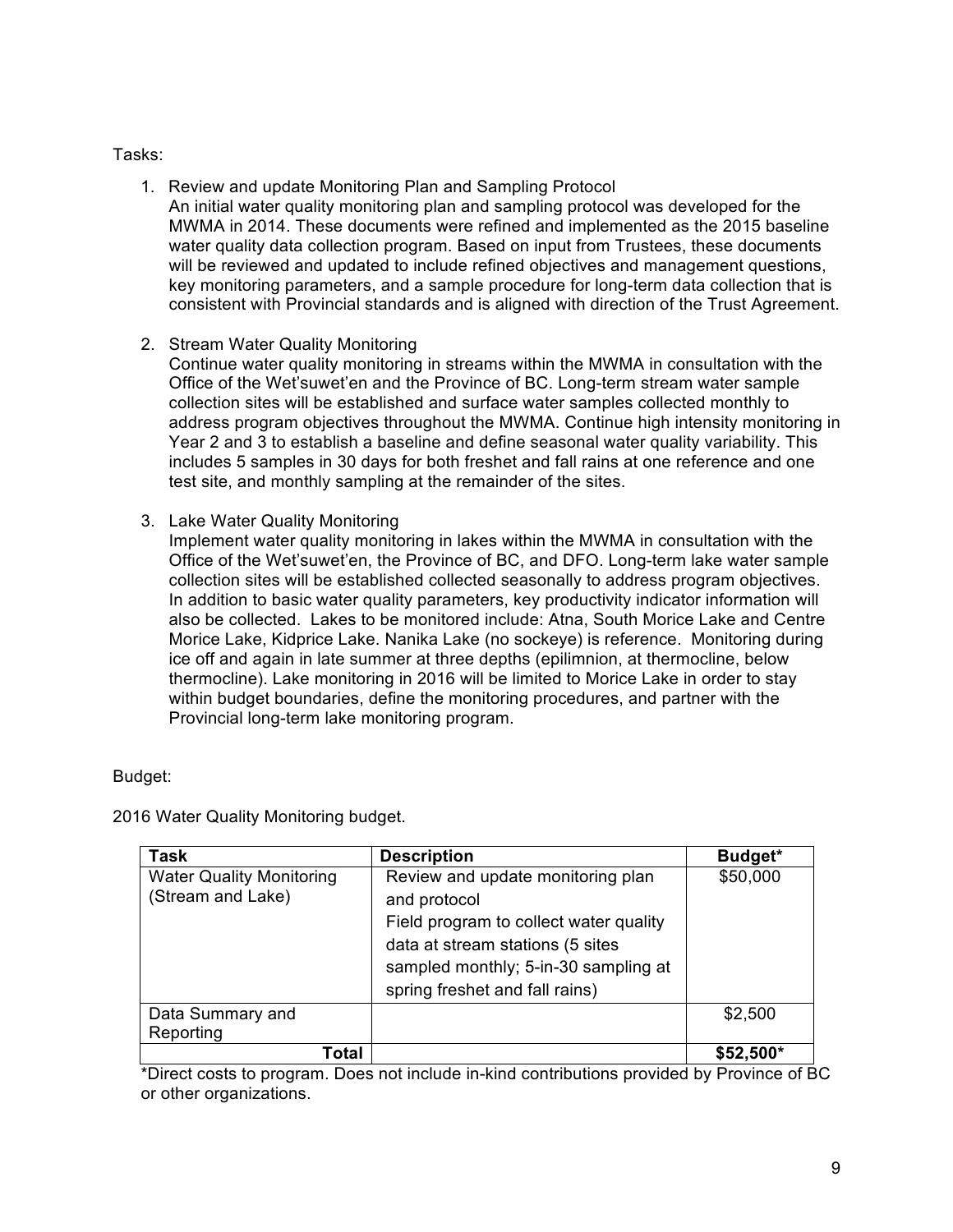Tasks:

1. Review and update Monitoring Plan and Sampling Protocol
   An initial water quality monitoring plan and sampling protocol was developed for the MWMA in 2014. These documents were refined and implemented as the 2015 baseline water quality data collection program. Based on input from Trustees, these documents will be reviewed and updated to include refined objectives and management questions, key monitoring parameters, and a sample procedure for long-term data collection that is consistent with Provincial standards and is aligned with direction of the Trust Agreement.

2. Stream Water Quality Monitoring
   Continue water quality monitoring in streams within the MWMA in consultation with the Office of the Wet'suwet'en and the Province of BC. Long-term stream water sample collection sites will be established and surface water samples collected monthly to address program objectives throughout the MWMA. Continue high intensity monitoring in Year 2 and 3 to establish a baseline and define seasonal water quality variability. This includes 5 samples in 30 days for both freshet and fall rains at one reference and one test site, and monthly sampling at the remainder of the sites.

3. Lake Water Quality Monitoring
   Implement water quality monitoring in lakes within the MWMA in consultation with the Office of the Wet'suwet'en, the Province of BC, and DFO. Long-term lake water sample collection sites will be established collected seasonally to address program objectives. In addition to basic water quality parameters, key productivity indicator information will also be collected. Lakes to be monitored include: Atna, South Morice Lake and Centre Morice Lake, Kidprice Lake. Nanika Lake (no sockeye) is reference. Monitoring during ice off and again in late summer at three depths (epilimnion, at thermocline, below thermocline). Lake monitoring in 2016 will be limited to Morice Lake in order to stay within budget boundaries, define the monitoring procedures, and partner with the Provincial long-term lake monitoring program.

Budget:

2016 Water Quality Monitoring budget.

| Task | Description | Budget* |
| --- | --- | --- |
| Water Quality Monitoring (Stream and Lake) | Review and update monitoring plan and protocol<br>Field program to collect water quality data at stream stations (5 sites sampled monthly; 5-in-30 sampling at spring freshet and fall rains) | $50,000 |
| Data Summary and Reporting | | $2,500 |
| **Total** | | **$52,500*** |

*Direct costs to program. Does not include in-kind contributions provided by Province of BC or other organizations.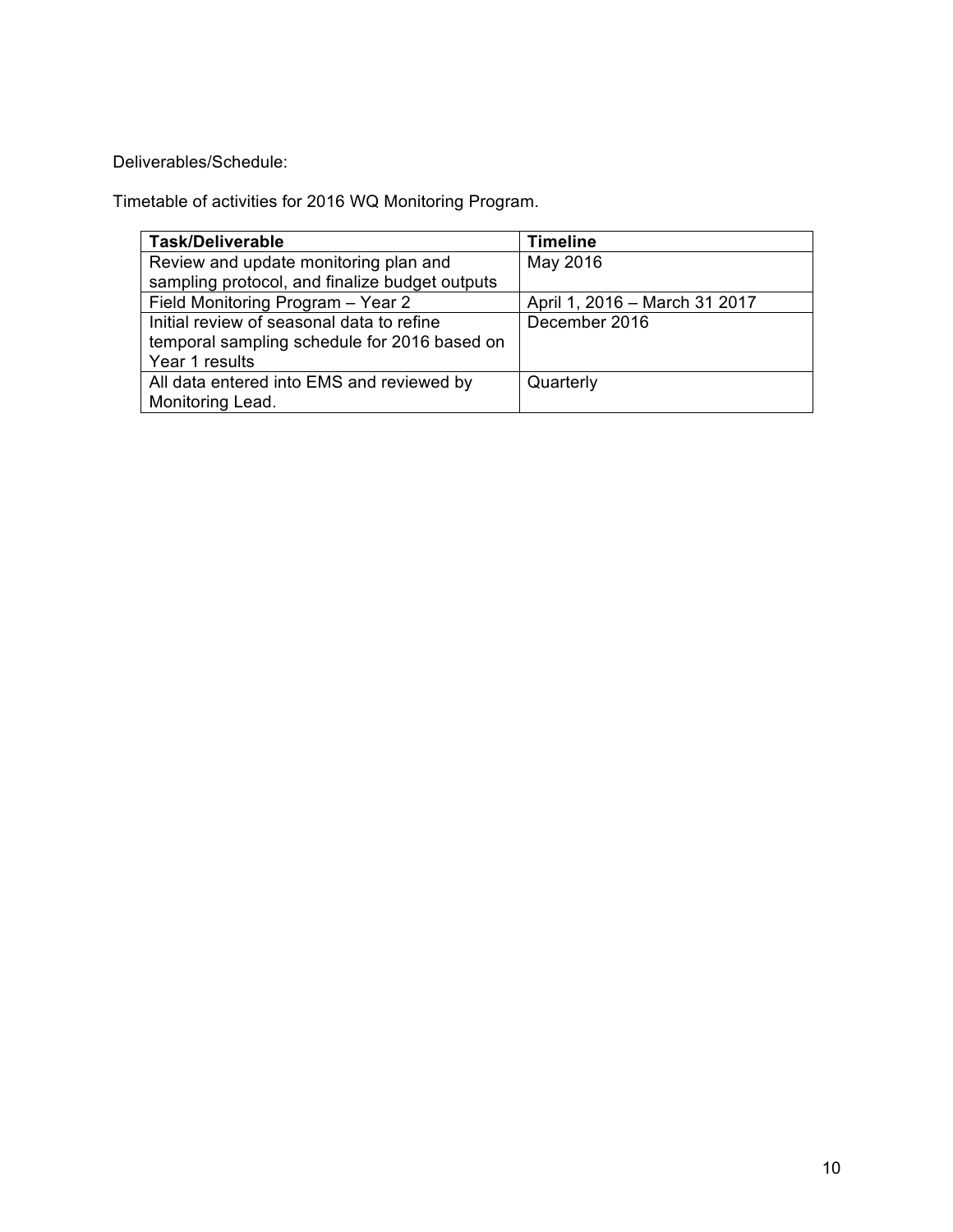Deliverables/Schedule:

Timetable of activities for 2016 WQ Monitoring Program.

| Task/Deliverable | Timeline |
| --- | --- |
| Review and update monitoring plan and sampling protocol, and finalize budget outputs | May 2016 |
| Field Monitoring Program – Year 2 | April 1, 2016 – March 31 2017 |
| Initial review of seasonal data to refine temporal sampling schedule for 2016 based on Year 1 results | December 2016 |
| All data entered into EMS and reviewed by Monitoring Lead. | Quarterly |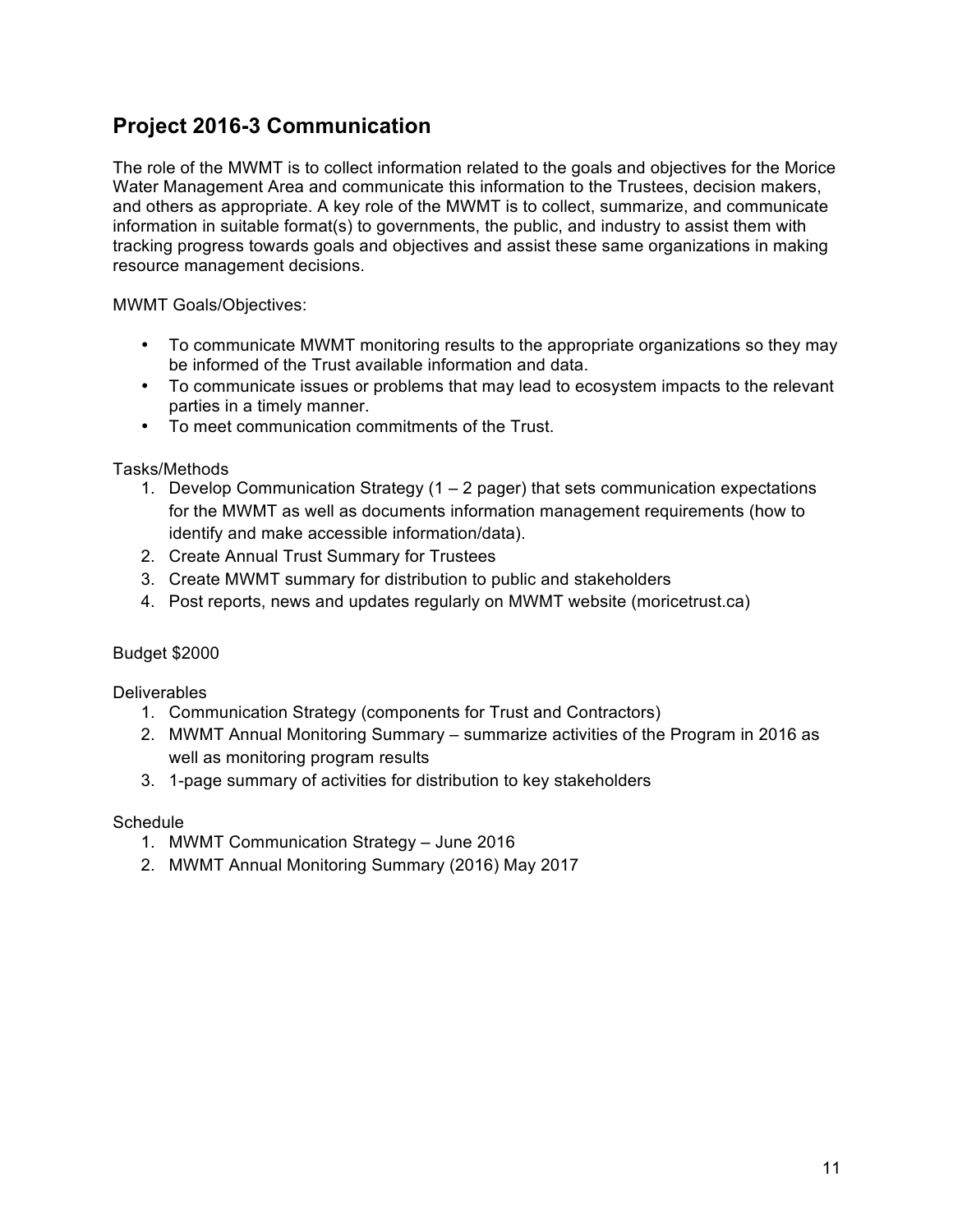## Project 2016-3 Communication

The role of the MWMT is to collect information related to the goals and objectives for the Morice Water Management Area and communicate this information to the Trustees, decision makers, and others as appropriate. A key role of the MWMT is to collect, summarize, and communicate information in suitable format(s) to governments, the public, and industry to assist them with tracking progress towards goals and objectives and assist these same organizations in making resource management decisions.

MWMT Goals/Objectives:

- To communicate MWMT monitoring results to the appropriate organizations so they may be informed of the Trust available information and data.
- To communicate issues or problems that may lead to ecosystem impacts to the relevant parties in a timely manner.
- To meet communication commitments of the Trust.

Tasks/Methods

1. Develop Communication Strategy (1 – 2 pager) that sets communication expectations for the MWMT as well as documents information management requirements (how to identify and make accessible information/data).
2. Create Annual Trust Summary for Trustees
3. Create MWMT summary for distribution to public and stakeholders
4. Post reports, news and updates regularly on MWMT website (moricetrust.ca)

Budget $2000

Deliverables

1. Communication Strategy (components for Trust and Contractors)
2. MWMT Annual Monitoring Summary – summarize activities of the Program in 2016 as well as monitoring program results
3. 1-page summary of activities for distribution to key stakeholders

Schedule

1. MWMT Communication Strategy – June 2016
2. MWMT Annual Monitoring Summary (2016) May 2017